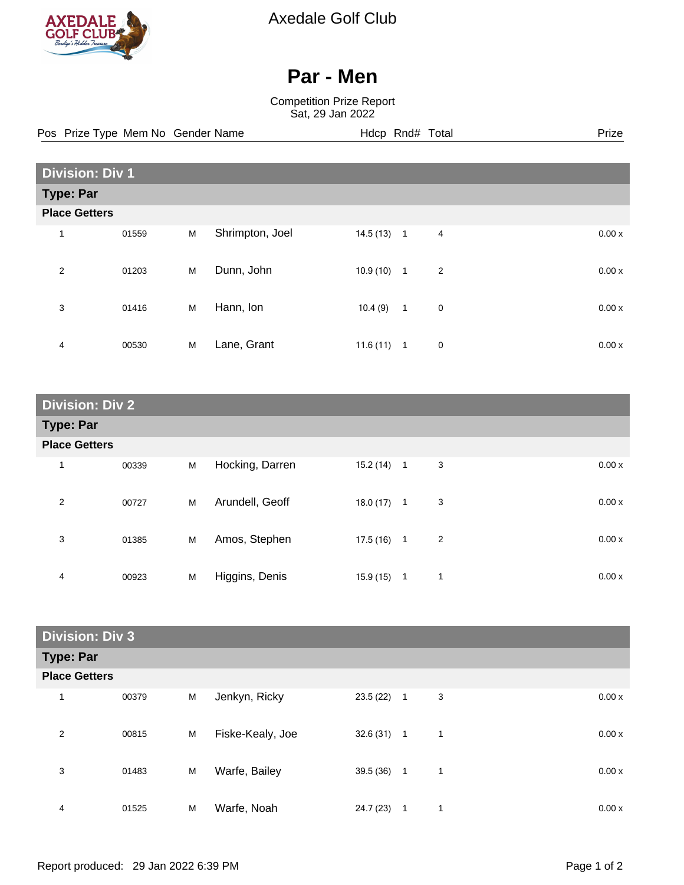Axedale Golf Club

# Par - Men

Competition Prize Report
Sat, 29 Jan 2022

| Pos | Prize Type | Mem No | Gender | Name | Hdcp | Rnd# | Total | Prize |
|---|---|---|---|---|---|---|---|---|

## Division: Div 1

### Type: Par

**Place Getters**

| Pos | Prize Type | Mem No | Gender | Name | Hdcp | Rnd# | Total | Prize |
|---|---|---|---|---|---|---|---|---|
| 1 | | 01559 | M | Shrimpton, Joel | 14.5 (13) | 1 | 4 | 0.00 x |
| 2 | | 01203 | M | Dunn, John | 10.9 (10) | 1 | 2 | 0.00 x |
| 3 | | 01416 | M | Hann, Ion | 10.4 (9) | 1 | 0 | 0.00 x |
| 4 | | 00530 | M | Lane, Grant | 11.6 (11) | 1 | 0 | 0.00 x |

## Division: Div 2

### Type: Par

**Place Getters**

| Pos | Prize Type | Mem No | Gender | Name | Hdcp | Rnd# | Total | Prize |
|---|---|---|---|---|---|---|---|---|
| 1 | | 00339 | M | Hocking, Darren | 15.2 (14) | 1 | 3 | 0.00 x |
| 2 | | 00727 | M | Arundell, Geoff | 18.0 (17) | 1 | 3 | 0.00 x |
| 3 | | 01385 | M | Amos, Stephen | 17.5 (16) | 1 | 2 | 0.00 x |
| 4 | | 00923 | M | Higgins, Denis | 15.9 (15) | 1 | 1 | 0.00 x |

## Division: Div 3

### Type: Par

**Place Getters**

| Pos | Prize Type | Mem No | Gender | Name | Hdcp | Rnd# | Total | Prize |
|---|---|---|---|---|---|---|---|---|
| 1 | | 00379 | M | Jenkyn, Ricky | 23.5 (22) | 1 | 3 | 0.00 x |
| 2 | | 00815 | M | Fiske-Kealy, Joe | 32.6 (31) | 1 | 1 | 0.00 x |
| 3 | | 01483 | M | Warfe, Bailey | 39.5 (36) | 1 | 1 | 0.00 x |
| 4 | | 01525 | M | Warfe, Noah | 24.7 (23) | 1 | 1 | 0.00 x |

Report produced: 29 Jan 2022 6:39 PM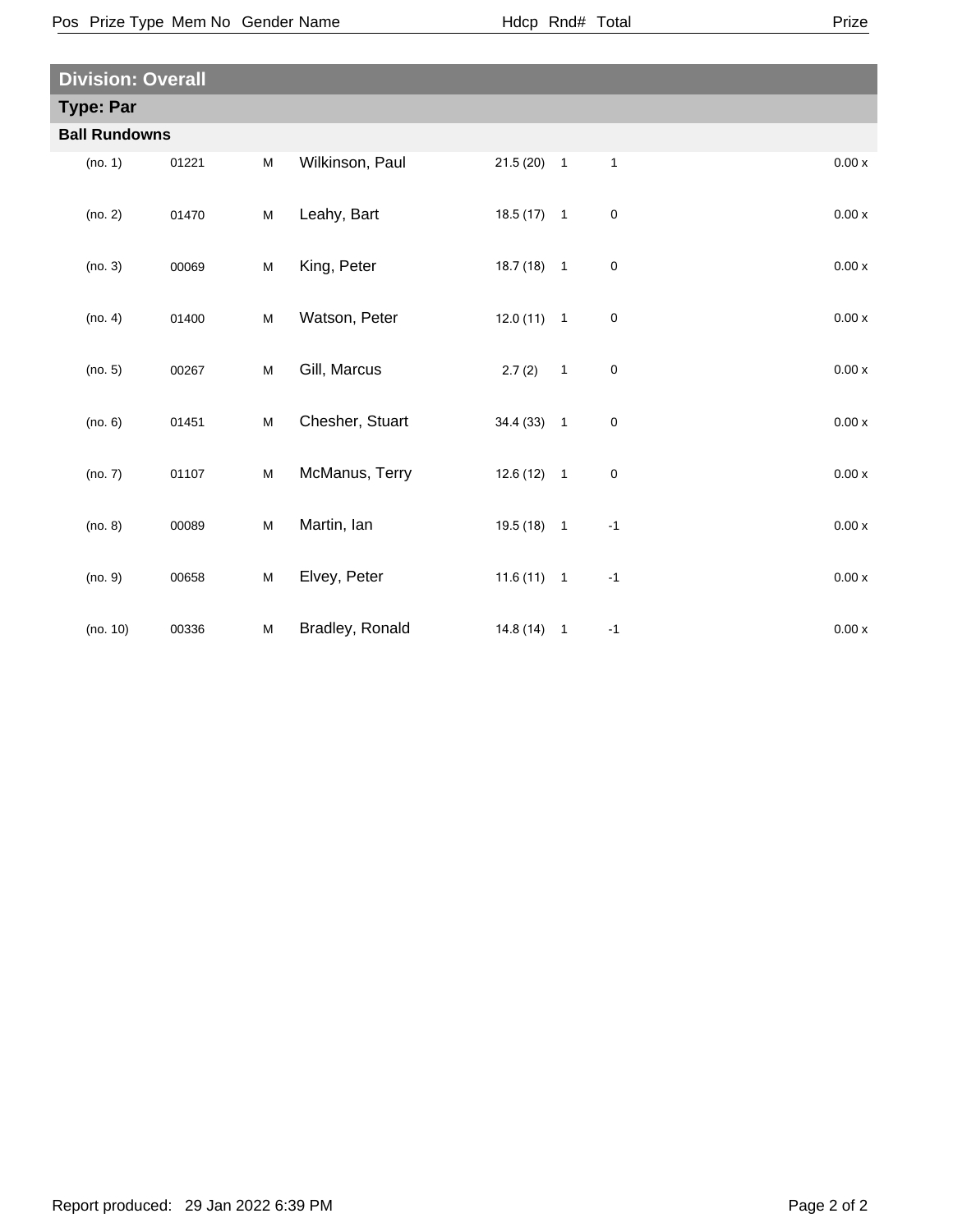| Pos | Prize Type | Mem No | Gender | Name | Hdcp | Rnd# | Total | Prize |
|---|---|---|---|---|---|---|---|---|

## Division: Overall

### Type: Par

#### Ball Rundowns

| Pos | Mem No | Gender | Name | Hdcp | Rnd# | Total | Prize |
|---|---|---|---|---|---|---|---|
| (no. 1) | 01221 | M | Wilkinson, Paul | 21.5 (20) | 1 | 1 | 0.00 x |
| (no. 2) | 01470 | M | Leahy, Bart | 18.5 (17) | 1 | 0 | 0.00 x |
| (no. 3) | 00069 | M | King, Peter | 18.7 (18) | 1 | 0 | 0.00 x |
| (no. 4) | 01400 | M | Watson, Peter | 12.0 (11) | 1 | 0 | 0.00 x |
| (no. 5) | 00267 | M | Gill, Marcus | 2.7 (2) | 1 | 0 | 0.00 x |
| (no. 6) | 01451 | M | Chesher, Stuart | 34.4 (33) | 1 | 0 | 0.00 x |
| (no. 7) | 01107 | M | McManus, Terry | 12.6 (12) | 1 | 0 | 0.00 x |
| (no. 8) | 00089 | M | Martin, Ian | 19.5 (18) | 1 | -1 | 0.00 x |
| (no. 9) | 00658 | M | Elvey, Peter | 11.6 (11) | 1 | -1 | 0.00 x |
| (no. 10) | 00336 | M | Bradley, Ronald | 14.8 (14) | 1 | -1 | 0.00 x |

Report produced: 29 Jan 2022 6:39 PM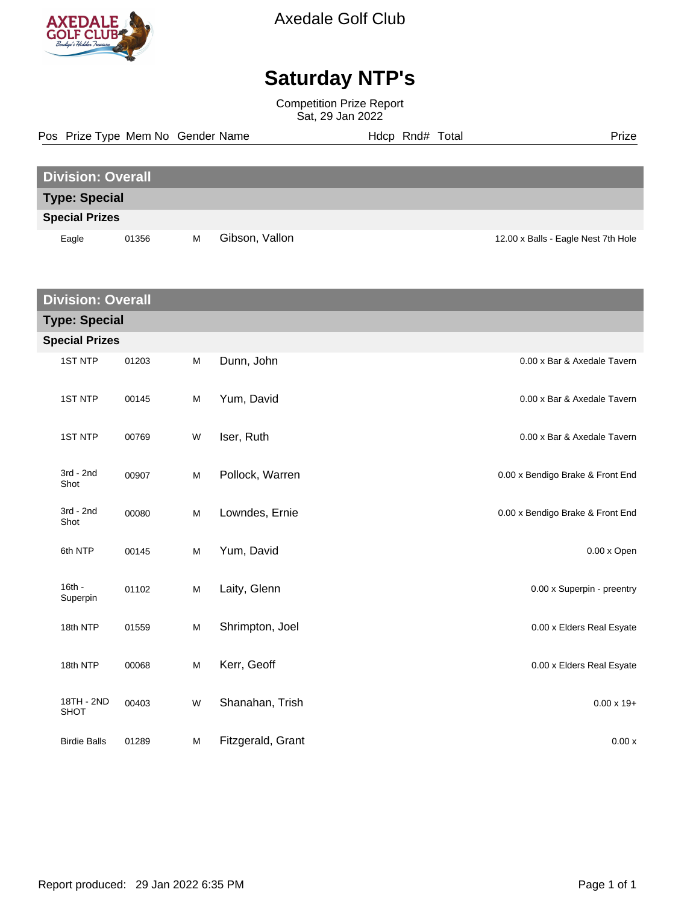Axedale Golf Club

# Saturday NTP's

Competition Prize Report
Sat, 29 Jan 2022

## Division: Overall

### Type: Special

#### Special Prizes

| Pos | Prize Type | Mem No | Gender | Name | Hdcp | Rnd# | Total | Prize |
|---|---|---|---|---|---|---|---|---|
| | Eagle | 01356 | M | Gibson, Vallon | | | | 12.00 x Balls - Eagle Nest 7th Hole |

## Division: Overall

### Type: Special

#### Special Prizes

| Pos | Prize Type | Mem No | Gender | Name | Hdcp | Rnd# | Total | Prize |
|---|---|---|---|---|---|---|---|---|
| | 1ST NTP | 01203 | M | Dunn, John | | | | 0.00 x Bar & Axedale Tavern |
| | 1ST NTP | 00145 | M | Yum, David | | | | 0.00 x Bar & Axedale Tavern |
| | 1ST NTP | 00769 | W | Iser, Ruth | | | | 0.00 x Bar & Axedale Tavern |
| | 3rd - 2nd Shot | 00907 | M | Pollock, Warren | | | | 0.00 x Bendigo Brake & Front End |
| | 3rd - 2nd Shot | 00080 | M | Lowndes, Ernie | | | | 0.00 x Bendigo Brake & Front End |
| | 6th NTP | 00145 | M | Yum, David | | | | 0.00 x Open |
| | 16th - Superpin | 01102 | M | Laity, Glenn | | | | 0.00 x Superpin - preentry |
| | 18th NTP | 01559 | M | Shrimpton, Joel | | | | 0.00 x Elders Real Esyate |
| | 18th NTP | 00068 | M | Kerr, Geoff | | | | 0.00 x Elders Real Esyate |
| | 18TH - 2ND SHOT | 00403 | W | Shanahan, Trish | | | | 0.00 x 19+ |
| | Birdie Balls | 01289 | M | Fitzgerald, Grant | | | | 0.00 x |

Report produced: 29 Jan 2022 6:35 PM